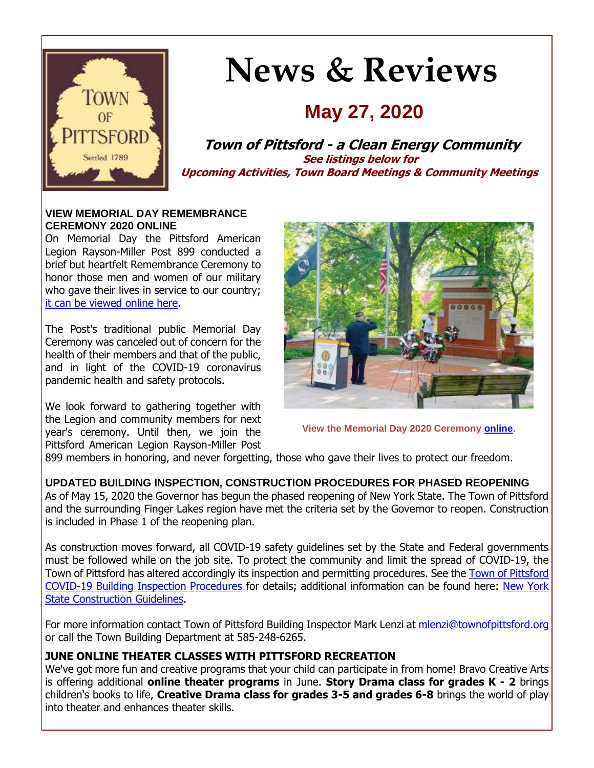# News & Reviews

## May 27, 2020

**Town of Pittsford - a Clean Energy Community**

**See listings below for**
**Upcoming Activities, Town Board Meetings & Community Meetings**

### VIEW MEMORIAL DAY REMEMBRANCE CEREMONY 2020 ONLINE

On Memorial Day the Pittsford American Legion Rayson-Miller Post 899 conducted a brief but heartfelt Remembrance Ceremony to honor those men and women of our military who gave their lives in service to our country; it can be viewed online here.

The Post's traditional public Memorial Day Ceremony was canceled out of concern for the health of their members and that of the public, and in light of the COVID-19 coronavirus pandemic health and safety protocols.

We look forward to gathering together with the Legion and community members for next year's ceremony. Until then, we join the Pittsford American Legion Rayson-Miller Post 899 members in honoring, and never forgetting, those who gave their lives to protect our freedom.

**View the Memorial Day 2020 Ceremony online.**

### UPDATED BUILDING INSPECTION, CONSTRUCTION PROCEDURES FOR PHASED REOPENING

As of May 15, 2020 the Governor has begun the phased reopening of New York State. The Town of Pittsford and the surrounding Finger Lakes region have met the criteria set by the Governor to reopen. Construction is included in Phase 1 of the reopening plan.

As construction moves forward, all COVID-19 safety guidelines set by the State and Federal governments must be followed while on the job site. To protect the community and limit the spread of COVID-19, the Town of Pittsford has altered accordingly its inspection and permitting procedures. See the Town of Pittsford COVID-19 Building Inspection Procedures for details; additional information can be found here: New York State Construction Guidelines.

For more information contact Town of Pittsford Building Inspector Mark Lenzi at mlenzi@townofpittsford.org or call the Town Building Department at 585-248-6265.

### JUNE ONLINE THEATER CLASSES WITH PITTSFORD RECREATION

We've got more fun and creative programs that your child can participate in from home! Bravo Creative Arts is offering additional **online theater programs** in June. **Story Drama class for grades K - 2** brings children's books to life, **Creative Drama class for grades 3-5 and grades 6-8** brings the world of play into theater and enhances theater skills.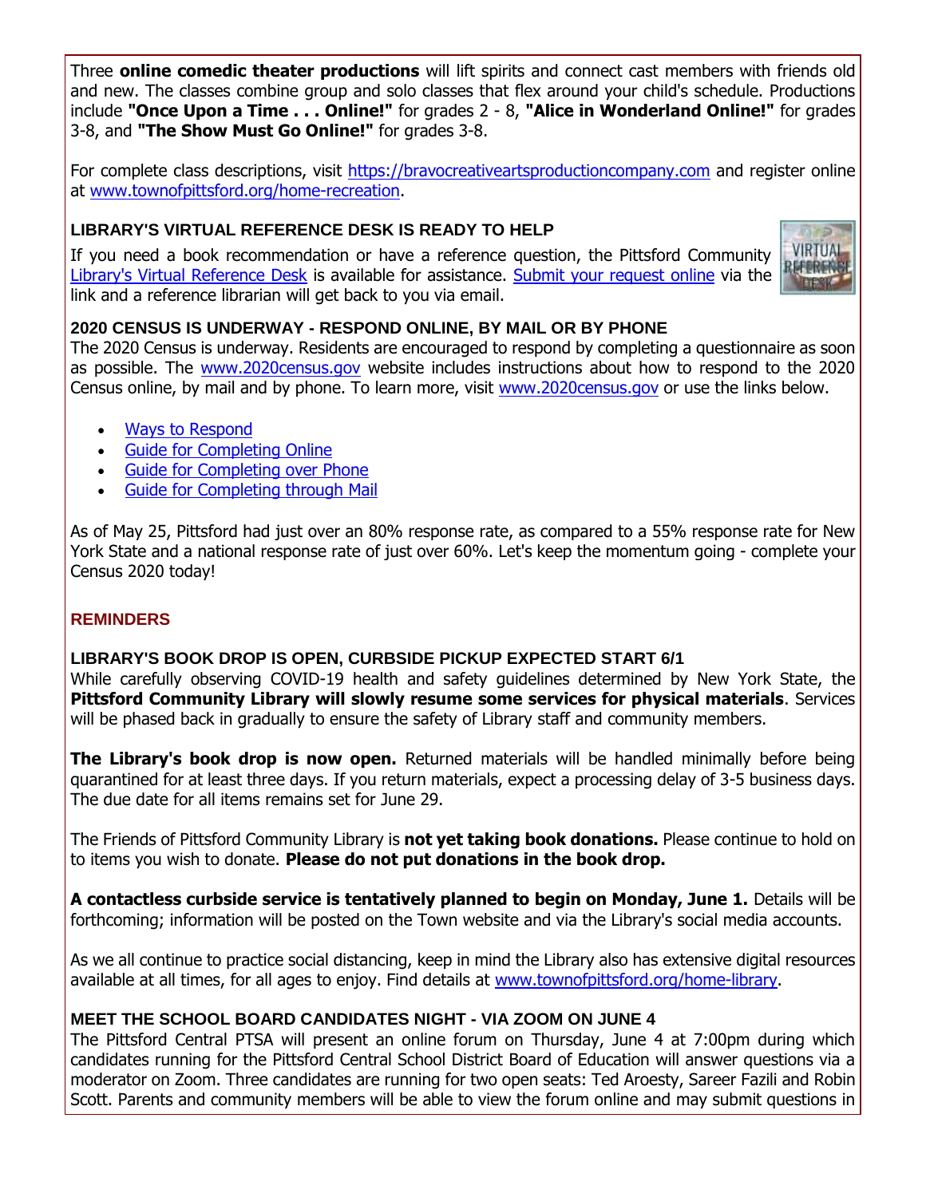Three **online comedic theater productions** will lift spirits and connect cast members with friends old and new. The classes combine group and solo classes that flex around your child's schedule. Productions include **"Once Upon a Time . . . Online!"** for grades 2 - 8, **"Alice in Wonderland Online!"** for grades 3-8, and **"The Show Must Go Online!"** for grades 3-8.

For complete class descriptions, visit https://bravocreativeartsproductioncompany.com and register online at www.townofpittsford.org/home-recreation.

### LIBRARY'S VIRTUAL REFERENCE DESK IS READY TO HELP

If you need a book recommendation or have a reference question, the Pittsford Community Library's Virtual Reference Desk is available for assistance. Submit your request online via the link and a reference librarian will get back to you via email.

### 2020 CENSUS IS UNDERWAY - RESPOND ONLINE, BY MAIL OR BY PHONE

The 2020 Census is underway. Residents are encouraged to respond by completing a questionnaire as soon as possible. The www.2020census.gov website includes instructions about how to respond to the 2020 Census online, by mail and by phone. To learn more, visit www.2020census.gov or use the links below.

- Ways to Respond
- Guide for Completing Online
- Guide for Completing over Phone
- Guide for Completing through Mail

As of May 25, Pittsford had just over an 80% response rate, as compared to a 55% response rate for New York State and a national response rate of just over 60%. Let's keep the momentum going - complete your Census 2020 today!

## REMINDERS

### LIBRARY'S BOOK DROP IS OPEN, CURBSIDE PICKUP EXPECTED START 6/1

While carefully observing COVID-19 health and safety guidelines determined by New York State, the **Pittsford Community Library will slowly resume some services for physical materials**. Services will be phased back in gradually to ensure the safety of Library staff and community members.

**The Library's book drop is now open.** Returned materials will be handled minimally before being quarantined for at least three days. If you return materials, expect a processing delay of 3-5 business days. The due date for all items remains set for June 29.

The Friends of Pittsford Community Library is **not yet taking book donations.** Please continue to hold on to items you wish to donate. **Please do not put donations in the book drop.**

**A contactless curbside service is tentatively planned to begin on Monday, June 1.** Details will be forthcoming; information will be posted on the Town website and via the Library's social media accounts.

As we all continue to practice social distancing, keep in mind the Library also has extensive digital resources available at all times, for all ages to enjoy. Find details at www.townofpittsford.org/home-library.

### MEET THE SCHOOL BOARD CANDIDATES NIGHT - VIA ZOOM ON JUNE 4

The Pittsford Central PTSA will present an online forum on Thursday, June 4 at 7:00pm during which candidates running for the Pittsford Central School District Board of Education will answer questions via a moderator on Zoom. Three candidates are running for two open seats: Ted Aroesty, Sareer Fazili and Robin Scott. Parents and community members will be able to view the forum online and may submit questions in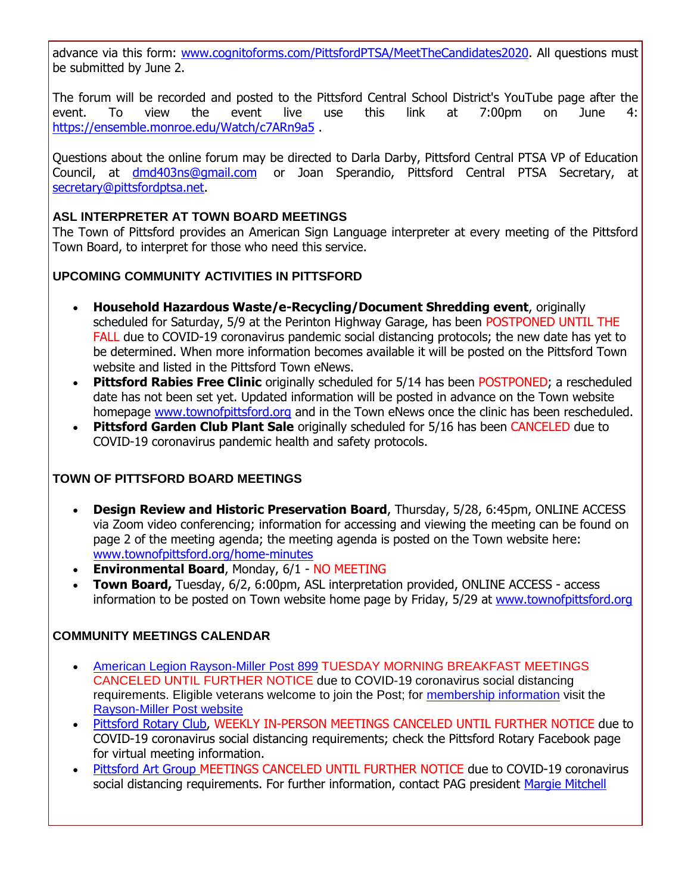advance via this form: [www.cognitoforms.com/PittsfordPTSA/MeetTheCandidates2020](www.cognitoforms.com/PittsfordPTSA/MeetTheCandidates2020). All questions must be submitted by June 2.

The forum will be recorded and posted to the Pittsford Central School District's YouTube page after the event. To view the event live use this link at 7:00pm on June 4: [https://ensemble.monroe.edu/Watch/c7ARn9a5](https://ensemble.monroe.edu/Watch/c7ARn9a5) .

Questions about the online forum may be directed to Darla Darby, Pittsford Central PTSA VP of Education Council, at [dmd403ns@gmail.com](mailto:dmd403ns@gmail.com) or Joan Sperandio, Pittsford Central PTSA Secretary, at [secretary@pittsfordptsa.net](mailto:secretary@pittsfordptsa.net).

**ASL INTERPRETER AT TOWN BOARD MEETINGS**

The Town of Pittsford provides an American Sign Language interpreter at every meeting of the Pittsford Town Board, to interpret for those who need this service.

**UPCOMING COMMUNITY ACTIVITIES IN PITTSFORD**

- **Household Hazardous Waste/e-Recycling/Document Shredding event**, originally scheduled for Saturday, 5/9 at the Perinton Highway Garage, has been POSTPONED UNTIL THE FALL due to COVID-19 coronavirus pandemic social distancing protocols; the new date has yet to be determined. When more information becomes available it will be posted on the Pittsford Town website and listed in the Pittsford Town eNews.
- **Pittsford Rabies Free Clinic** originally scheduled for 5/14 has been POSTPONED; a rescheduled date has not been set yet. Updated information will be posted in advance on the Town website homepage [www.townofpittsford.org](www.townofpittsford.org) and in the Town eNews once the clinic has been rescheduled.
- **Pittsford Garden Club Plant Sale** originally scheduled for 5/16 has been CANCELED due to COVID-19 coronavirus pandemic health and safety protocols.

**TOWN OF PITTSFORD BOARD MEETINGS**

- **Design Review and Historic Preservation Board**, Thursday, 5/28, 6:45pm, ONLINE ACCESS via Zoom video conferencing; information for accessing and viewing the meeting can be found on page 2 of the meeting agenda; the meeting agenda is posted on the Town website here: [www.townofpittsford.org/home-minutes](www.townofpittsford.org/home-minutes)
- **Environmental Board**, Monday, 6/1 - NO MEETING
- **Town Board,** Tuesday, 6/2, 6:00pm, ASL interpretation provided, ONLINE ACCESS - access information to be posted on Town website home page by Friday, 5/29 at [www.townofpittsford.org](www.townofpittsford.org)

**COMMUNITY MEETINGS CALENDAR**

- American Legion Rayson-Miller Post 899 TUESDAY MORNING BREAKFAST MEETINGS CANCELED UNTIL FURTHER NOTICE due to COVID-19 coronavirus social distancing requirements. Eligible veterans welcome to join the Post; for membership information visit the Rayson-Miller Post website
- Pittsford Rotary Club, WEEKLY IN-PERSON MEETINGS CANCELED UNTIL FURTHER NOTICE due to COVID-19 coronavirus social distancing requirements; check the Pittsford Rotary Facebook page for virtual meeting information.
- Pittsford Art Group MEETINGS CANCELED UNTIL FURTHER NOTICE due to COVID-19 coronavirus social distancing requirements. For further information, contact PAG president Margie Mitchell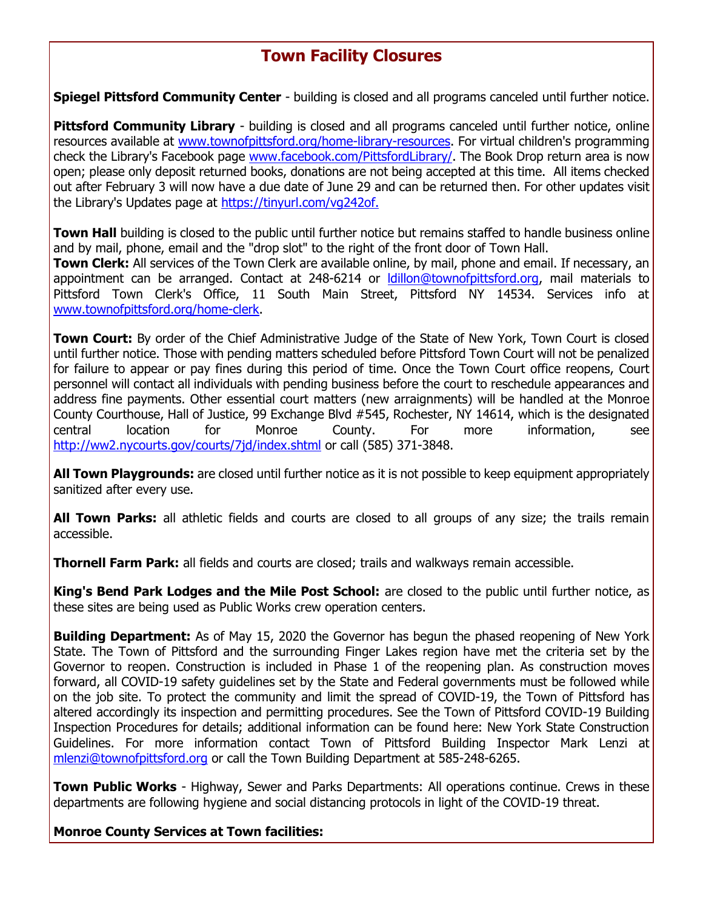## Town Facility Closures

**Spiegel Pittsford Community Center** - building is closed and all programs canceled until further notice.

**Pittsford Community Library** - building is closed and all programs canceled until further notice, online resources available at www.townofpittsford.org/home-library-resources. For virtual children's programming check the Library's Facebook page www.facebook.com/PittsfordLibrary/. The Book Drop return area is now open; please only deposit returned books, donations are not being accepted at this time. All items checked out after February 3 will now have a due date of June 29 and can be returned then. For other updates visit the Library's Updates page at https://tinyurl.com/vg242of.

**Town Hall** building is closed to the public until further notice but remains staffed to handle business online and by mail, phone, email and the "drop slot" to the right of the front door of Town Hall.
**Town Clerk:** All services of the Town Clerk are available online, by mail, phone and email. If necessary, an appointment can be arranged. Contact at 248-6214 or ldillon@townofpittsford.org, mail materials to Pittsford Town Clerk's Office, 11 South Main Street, Pittsford NY 14534. Services info at www.townofpittsford.org/home-clerk.

**Town Court:** By order of the Chief Administrative Judge of the State of New York, Town Court is closed until further notice. Those with pending matters scheduled before Pittsford Town Court will not be penalized for failure to appear or pay fines during this period of time. Once the Town Court office reopens, Court personnel will contact all individuals with pending business before the court to reschedule appearances and address fine payments. Other essential court matters (new arraignments) will be handled at the Monroe County Courthouse, Hall of Justice, 99 Exchange Blvd #545, Rochester, NY 14614, which is the designated central location for Monroe County. For more information, see http://ww2.nycourts.gov/courts/7jd/index.shtml or call (585) 371-3848.

**All Town Playgrounds:** are closed until further notice as it is not possible to keep equipment appropriately sanitized after every use.

**All Town Parks:** all athletic fields and courts are closed to all groups of any size; the trails remain accessible.

**Thornell Farm Park:** all fields and courts are closed; trails and walkways remain accessible.

**King's Bend Park Lodges and the Mile Post School:** are closed to the public until further notice, as these sites are being used as Public Works crew operation centers.

**Building Department:** As of May 15, 2020 the Governor has begun the phased reopening of New York State. The Town of Pittsford and the surrounding Finger Lakes region have met the criteria set by the Governor to reopen. Construction is included in Phase 1 of the reopening plan. As construction moves forward, all COVID-19 safety guidelines set by the State and Federal governments must be followed while on the job site. To protect the community and limit the spread of COVID-19, the Town of Pittsford has altered accordingly its inspection and permitting procedures. See the Town of Pittsford COVID-19 Building Inspection Procedures for details; additional information can be found here: New York State Construction Guidelines. For more information contact Town of Pittsford Building Inspector Mark Lenzi at mlenzi@townofpittsford.org or call the Town Building Department at 585-248-6265.

**Town Public Works** - Highway, Sewer and Parks Departments: All operations continue. Crews in these departments are following hygiene and social distancing protocols in light of the COVID-19 threat.

**Monroe County Services at Town facilities:**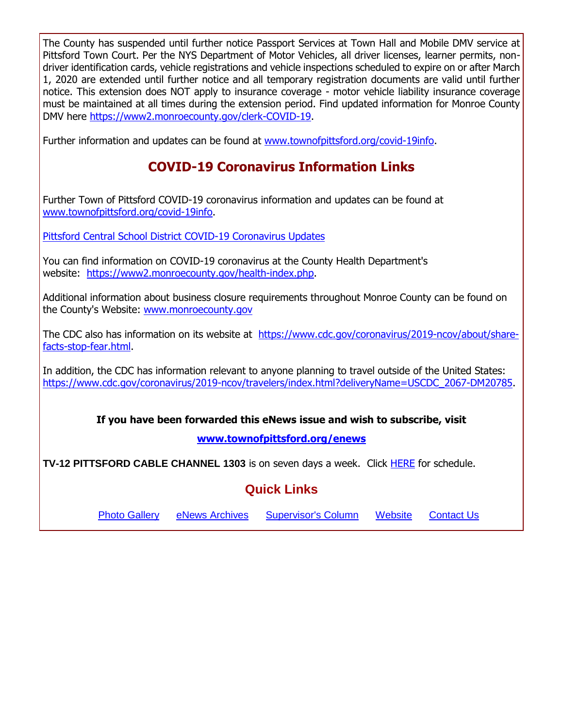The County has suspended until further notice Passport Services at Town Hall and Mobile DMV service at Pittsford Town Court. Per the NYS Department of Motor Vehicles, all driver licenses, learner permits, non-driver identification cards, vehicle registrations and vehicle inspections scheduled to expire on or after March 1, 2020 are extended until further notice and all temporary registration documents are valid until further notice. This extension does NOT apply to insurance coverage - motor vehicle liability insurance coverage must be maintained at all times during the extension period. Find updated information for Monroe County DMV here https://www2.monroecounty.gov/clerk-COVID-19.

Further information and updates can be found at www.townofpittsford.org/covid-19info.

## COVID-19 Coronavirus Information Links

Further Town of Pittsford COVID-19 coronavirus information and updates can be found at www.townofpittsford.org/covid-19info.

Pittsford Central School District COVID-19 Coronavirus Updates

You can find information on COVID-19 coronavirus at the County Health Department's website: https://www2.monroecounty.gov/health-index.php.

Additional information about business closure requirements throughout Monroe County can be found on the County's Website: www.monroecounty.gov

The CDC also has information on its website at https://www.cdc.gov/coronavirus/2019-ncov/about/share-facts-stop-fear.html.

In addition, the CDC has information relevant to anyone planning to travel outside of the United States: https://www.cdc.gov/coronavirus/2019-ncov/travelers/index.html?deliveryName=USCDC_2067-DM20785.

**If you have been forwarded this eNews issue and wish to subscribe, visit**

**www.townofpittsford.org/enews**

**TV-12 PITTSFORD CABLE CHANNEL 1303** is on seven days a week. Click HERE for schedule.

## Quick Links

Photo Gallery    eNews Archives    Supervisor's Column    Website    Contact Us